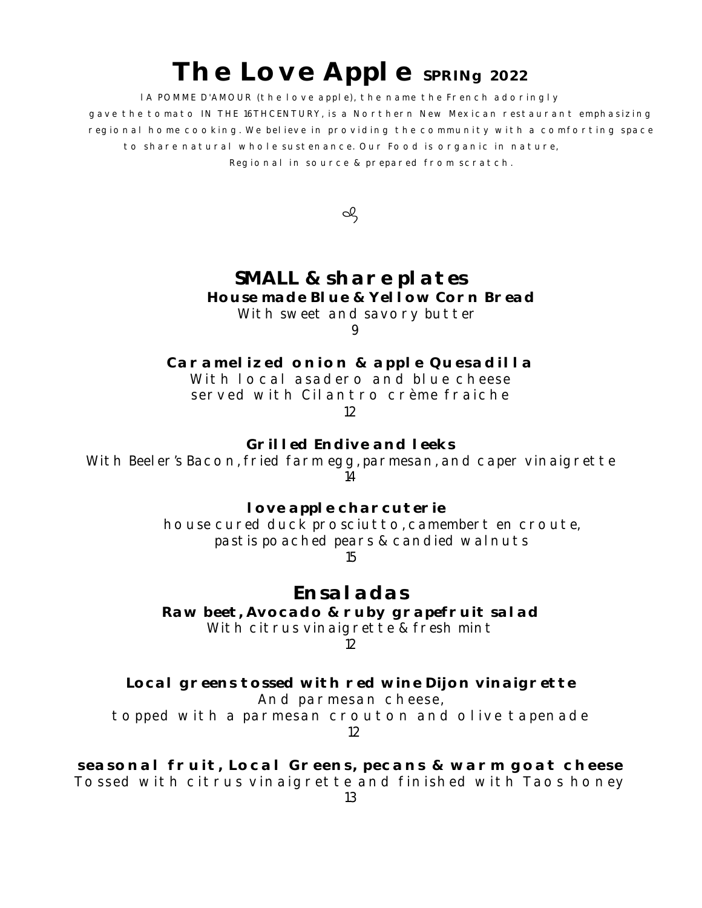# The Love Apple SPRINg 2022

lA POMME D'AMOUR (the love apple), the name the French adoringly gave the tomato IN THE 16THCENTURY, is a Northern New Mexican restaurant emphasizing regional home cooking. We believe in providing the community with a comforting space to share natural whole sustenance. Our Food is organic in nature, Regional in source & prepared from scratch.

## SMALL & share plates

**House made Blue & Yellow Corn Bread**
With sweet and savory butter
9

**Caramelized onion & apple Quesadilla**
With local asadero and blue cheese
served with Cilantro crème fraiche
12

**Grilled Endive and leeks**
With Beeler's Bacon, fried farm egg, parmesan, and caper vinaigrette
14

**love apple charcuterie**
house cured duck prosciutto, camembert en croute,
pastis poached pears & candied walnuts
15

## Ensaladas

**Raw beet, Avocado & ruby grapefruit salad**
With citrus vinaigrette & fresh mint
12

**Local greens tossed with red wine Dijon vinaigrette**
And parmesan cheese,
topped with a parmesan crouton and olive tapenade
12

**seasonal fruit, Local Greens, pecans & warm goat cheese**
Tossed with citrus vinaigrette and finished with Taos honey
13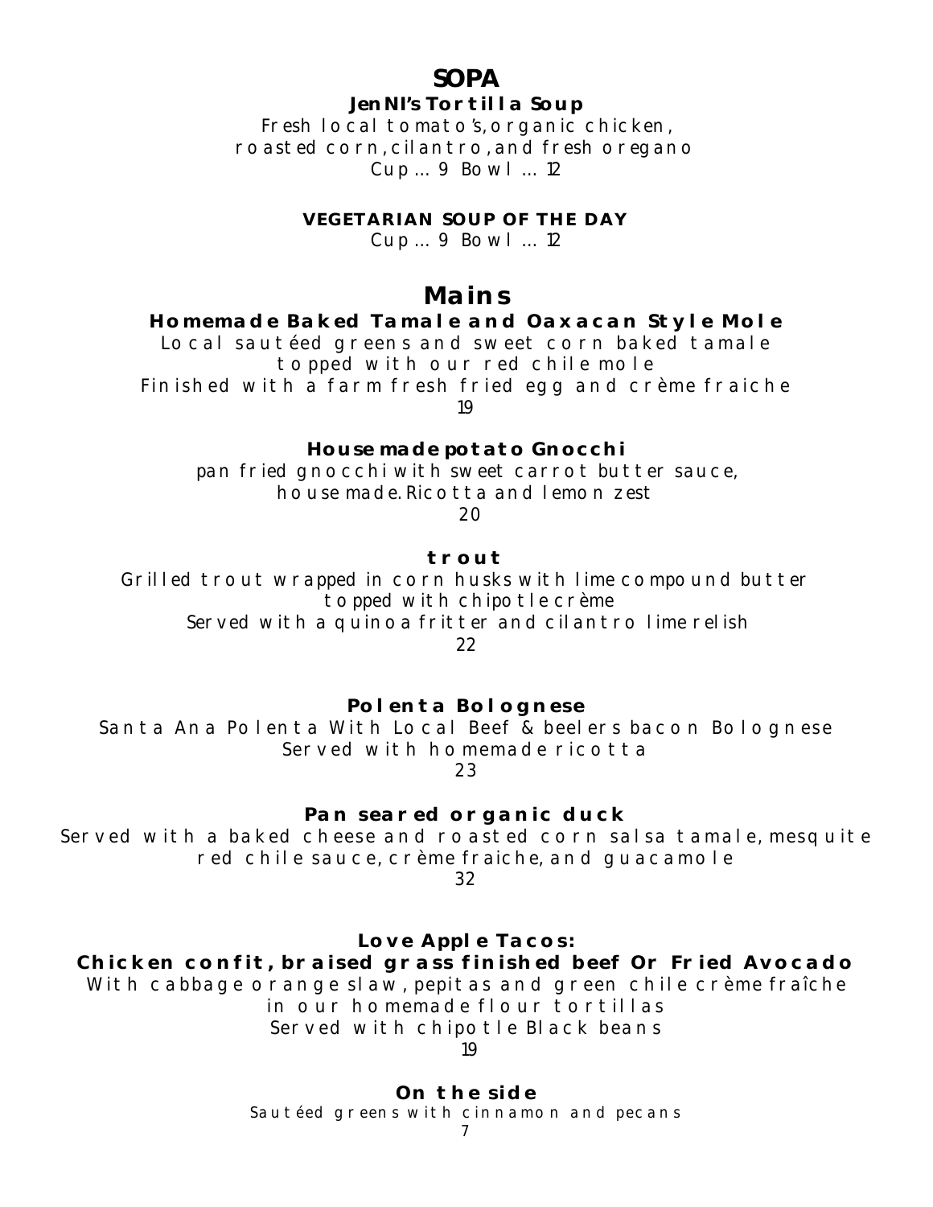# SOPA

**JenNI's Tortilla Soup**

Fresh local tomato's, organic chicken, roasted corn, cilantro, and fresh oregano

Cup … 9 Bowl … 12

**VEGETARIAN SOUP OF THE DAY**

Cup … 9 Bowl … 12

# Mains

**Homemade Baked Tamale and Oaxacan Style Mole**

Local sautéed greens and sweet corn baked tamale topped with our red chile mole

Finished with a farm fresh fried egg and crème fraiche

19

**House made potato Gnocchi**

pan fried gnocchi with sweet carrot butter sauce, house made. Ricotta and lemon zest

20

**trout**

Grilled trout wrapped in corn husks with lime compound butter topped with chipotle crème

Served with a quinoa fritter and cilantro lime relish

22

**Polenta Bolognese**

Santa Ana Polenta With Local Beef & beelers bacon Bolognese

Served with homemade ricotta

23

**Pan seared organic duck**

Served with a baked cheese and roasted corn salsa tamale, mesquite red chile sauce, crème fraiche, and guacamole

32

**Love Apple Tacos:**
**Chicken confit, braised grass finished beef Or Fried Avocado**

With cabbage orange slaw, pepitas and green chile crème fraîche in our homemade flour tortillas

Served with chipotle Black beans

19

**On the side**

Sautéed greens with cinnamon and pecans

7